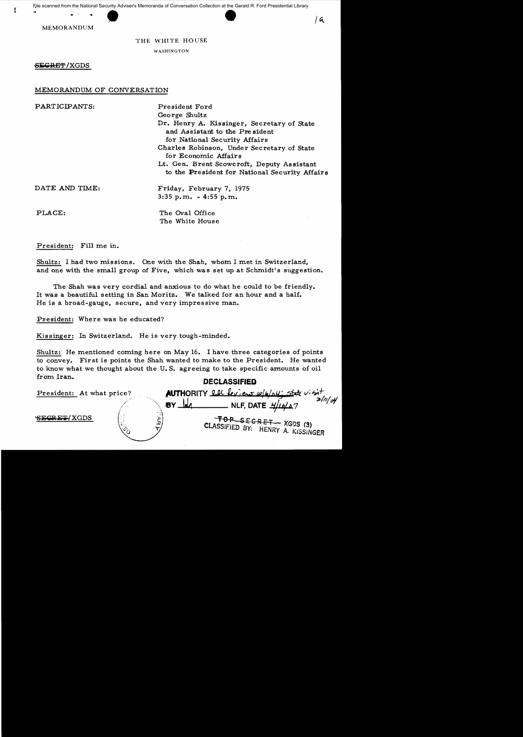File scanned from the National Security Adviser's Memoranda of Conversation Collection at the Gerald R. Ford Presidential Library

MEMORANDUM

THE WHITE HOUSE

WASHINGTON

~~SECRET~~/XGDS

MEMORANDUM OF CONVERSATION

PARTICIPANTS: President Ford
George Shultz
Dr. Henry A. Kissinger, Secretary of State and Assistant to the President for National Security Affairs
Charles Robinson, Under Secretary of State for Economic Affairs
Lt. Gen. Brent Scowcroft, Deputy Assistant to the President for National Security Affairs

DATE AND TIME: Friday, February 7, 1975
3:35 p.m. - 4:55 p.m.

PLACE: The Oval Office
The White House

President: Fill me in.

Shultz: I had two missions. One with the Shah, whom I met in Switzerland, and one with the small group of Five, which was set up at Schmidt's suggestion.

The Shah was very cordial and anxious to do what he could to be friendly. It was a beautiful setting in San Moritz. We talked for an hour and a half. He is a broad-gauge, secure, and very impressive man.

President: Where was he educated?

Kissinger: In Switzerland. He is very tough-minded.

Shultz: He mentioned coming here on May 16. I have three categories of points to convey. First is points the Shah wanted to make to the President. He wanted to know what we thought about the U.S. agreeing to take specific amounts of oil from Iran.

President: At what price?

DECLASSIFIED
AUTHORITY State visit
BY NLF, DATE

~~SECRET~~/XGDS

~~TOP SECRET~~ XGDS (3)
CLASSIFIED BY: HENRY A. KISSINGER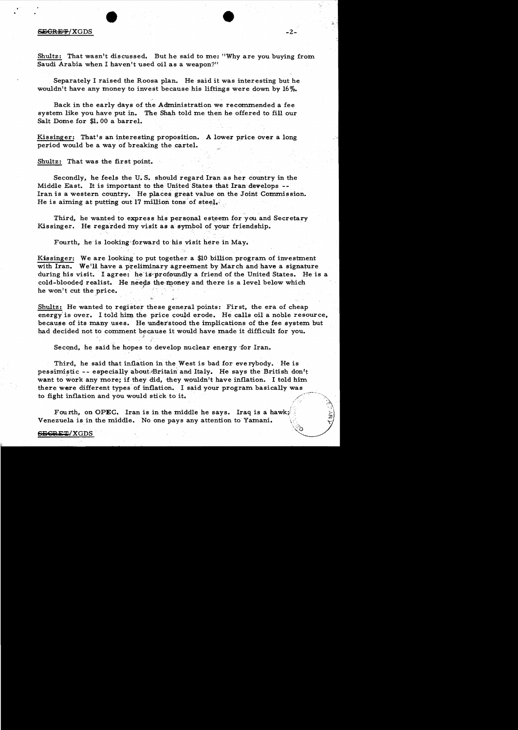Shultz: That wasn't discussed. But he said to me: "Why are you buying from Saudi Arabia when I haven't used oil as a weapon?"

Separately I raised the Roosa plan. He said it was interesting but he wouldn't have any money to invest because his liftings were down by 16%.

Back in the early days of the Administration we recommended a fee system like you have put in. The Shah told me then he offered to fill our Salt Dome for $1.00 a barrel.

Kissinger: That's an interesting proposition. A lower price over a long period would be a way of breaking the cartel.

Shultz: That was the first point.

Secondly, he feels the U.S. should regard Iran as her country in the Middle East. It is important to the United States that Iran develops -- Iran is a western country. He places great value on the Joint Commission. He is aiming at putting out 17 million tons of steel.

Third, he wanted to express his personal esteem for you and Secretary Kissinger. He regarded my visit as a symbol of your friendship.

Fourth, he is looking forward to his visit here in May.

Kissinger: We are looking to put together a $10 billion program of investment with Iran. We'll have a preliminary agreement by March and have a signature during his visit. I agree: he is profoundly a friend of the United States. He is a cold-blooded realist. He needs the money and there is a level below which he won't cut the price.

Shultz: He wanted to register these general points: First, the era of cheap energy is over. I told him the price could erode. He calls oil a noble resource, because of its many uses. He understood the implications of the fee system but had decided not to comment because it would have made it difficult for you.

Second, he said he hopes to develop nuclear energy for Iran.

Third, he said that inflation in the West is bad for everybody. He is pessimistic -- especially about Britain and Italy. He says the British don't want to work any more; if they did, they wouldn't have inflation. I told him there were different types of inflation. I said your program basically was to fight inflation and you would stick to it.

Fourth, on OPEC. Iran is in the middle he says. Iraq is a hawk; Venezuela is in the middle. No one pays any attention to Yamani.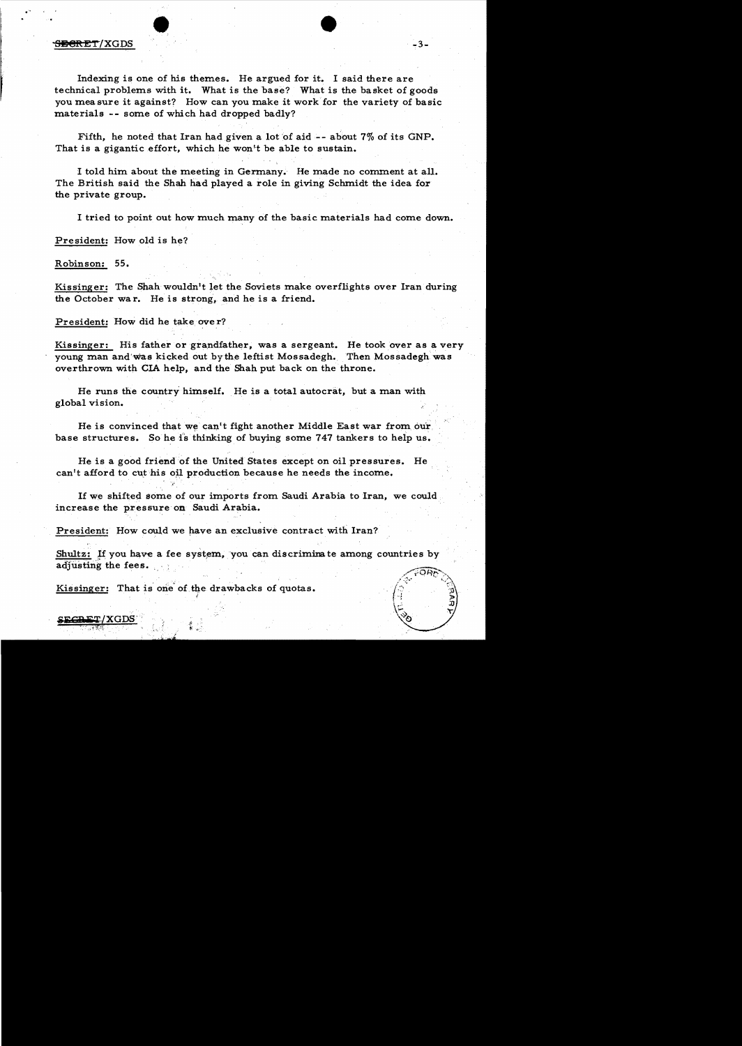Indexing is one of his themes. He argued for it. I said there are technical problems with it. What is the base? What is the basket of goods you measure it against? How can you make it work for the variety of basic materials -- some of which had dropped badly?

Fifth, he noted that Iran had given a lot of aid -- about 7% of its GNP. That is a gigantic effort, which he won't be able to sustain.

I told him about the meeting in Germany. He made no comment at all. The British said the Shah had played a role in giving Schmidt the idea for the private group.

I tried to point out how much many of the basic materials had come down.

President: How old is he?

Robinson: 55.

Kissinger: The Shah wouldn't let the Soviets make overflights over Iran during the October war. He is strong, and he is a friend.

President: How did he take over?

Kissinger: His father or grandfather, was a sergeant. He took over as a very young man and was kicked out by the leftist Mossadegh. Then Mossadegh was overthrown with CIA help, and the Shah put back on the throne.

He runs the country himself. He is a total autocrat, but a man with global vision.

He is convinced that we can't fight another Middle East war from our base structures. So he is thinking of buying some 747 tankers to help us.

He is a good friend of the United States except on oil pressures. He can't afford to cut his oil production because he needs the income.

If we shifted some of our imports from Saudi Arabia to Iran, we could increase the pressure on Saudi Arabia.

President: How could we have an exclusive contract with Iran?

Shultz: If you have a fee system, you can discriminate among countries by adjusting the fees.

Kissinger: That is one of the drawbacks of quotas.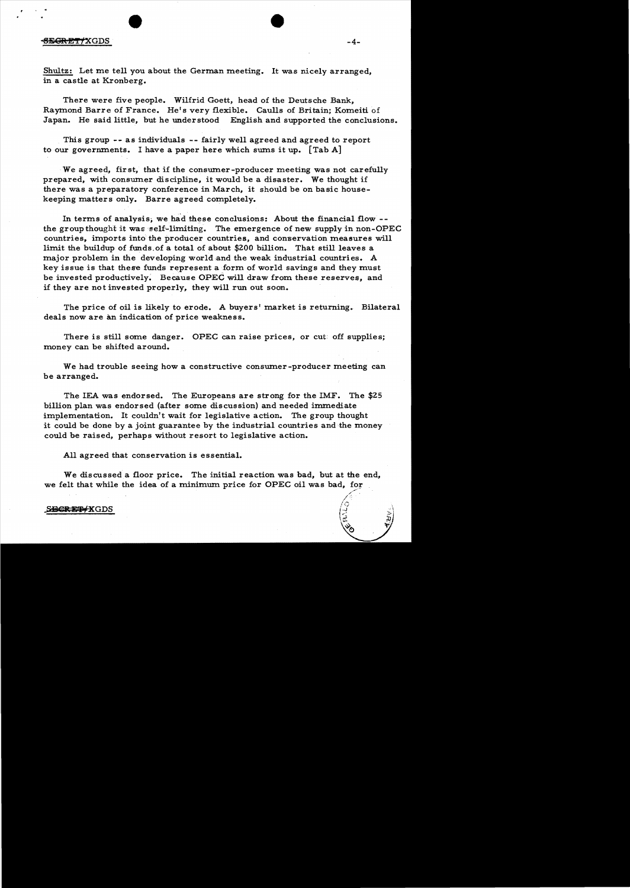Shultz: Let me tell you about the German meeting. It was nicely arranged, in a castle at Kronberg.

There were five people. Wilfrid Goett, head of the Deutsche Bank, Raymond Barre of France. He's very flexible. Caulls of Britain; Komeiti of Japan. He said little, but he understood English and supported the conclusions.

This group -- as individuals -- fairly well agreed and agreed to report to our governments. I have a paper here which sums it up. [Tab A]

We agreed, first, that if the consumer-producer meeting was not carefully prepared, with consumer discipline, it would be a disaster. We thought if there was a preparatory conference in March, it should be on basic housekeeping matters only. Barre agreed completely.

In terms of analysis, we had these conclusions: About the financial flow -- the group thought it was self-limiting. The emergence of new supply in non-OPEC countries, imports into the producer countries, and conservation measures will limit the buildup of funds of a total of about $200 billion. That still leaves a major problem in the developing world and the weak industrial countries. A key issue is that these funds represent a form of world savings and they must be invested productively. Because OPEC will draw from these reserves, and if they are not invested properly, they will run out soon.

The price of oil is likely to erode. A buyers' market is returning. Bilateral deals now are an indication of price weakness.

There is still some danger. OPEC can raise prices, or cut off supplies; money can be shifted around.

We had trouble seeing how a constructive consumer-producer meeting can be arranged.

The IEA was endorsed. The Europeans are strong for the IMF. The $25 billion plan was endorsed (after some discussion) and needed immediate implementation. It couldn't wait for legislative action. The group thought it could be done by a joint guarantee by the industrial countries and the money could be raised, perhaps without resort to legislative action.

All agreed that conservation is essential.

We discussed a floor price. The initial reaction was bad, but at the end, we felt that while the idea of a minimum price for OPEC oil was bad, for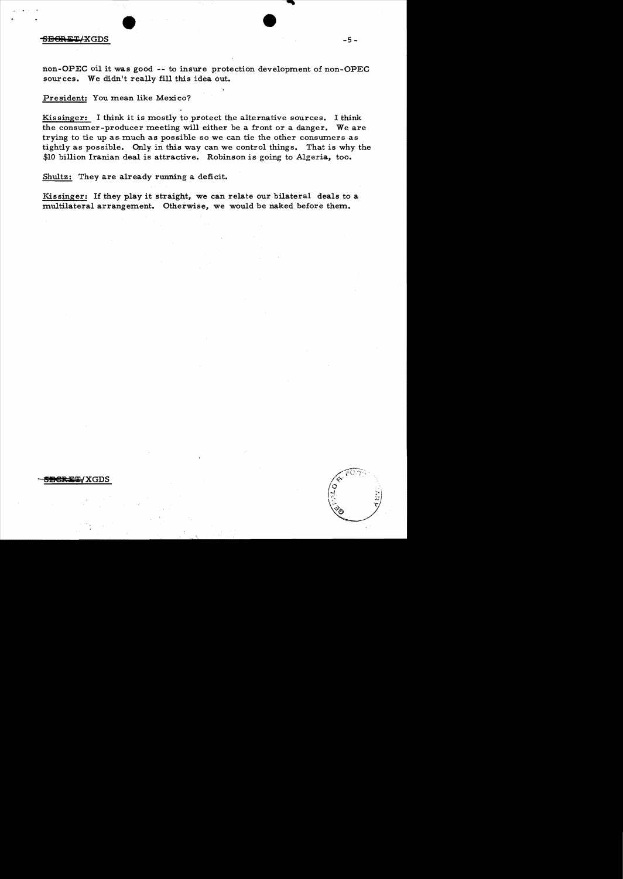non-OPEC oil it was good -- to insure protection development of non-OPEC sources. We didn't really fill this idea out.

President: You mean like Mexico?

Kissinger: I think it is mostly to protect the alternative sources. I think the consumer-producer meeting will either be a front or a danger. We are trying to tie up as much as possible so we can tie the other consumers as tightly as possible. Only in this way can we control things. That is why the $10 billion Iranian deal is attractive. Robinson is going to Algeria, too.

Shultz: They are already running a deficit.

Kissinger: If they play it straight, we can relate our bilateral deals to a multilateral arrangement. Otherwise, we would be naked before them.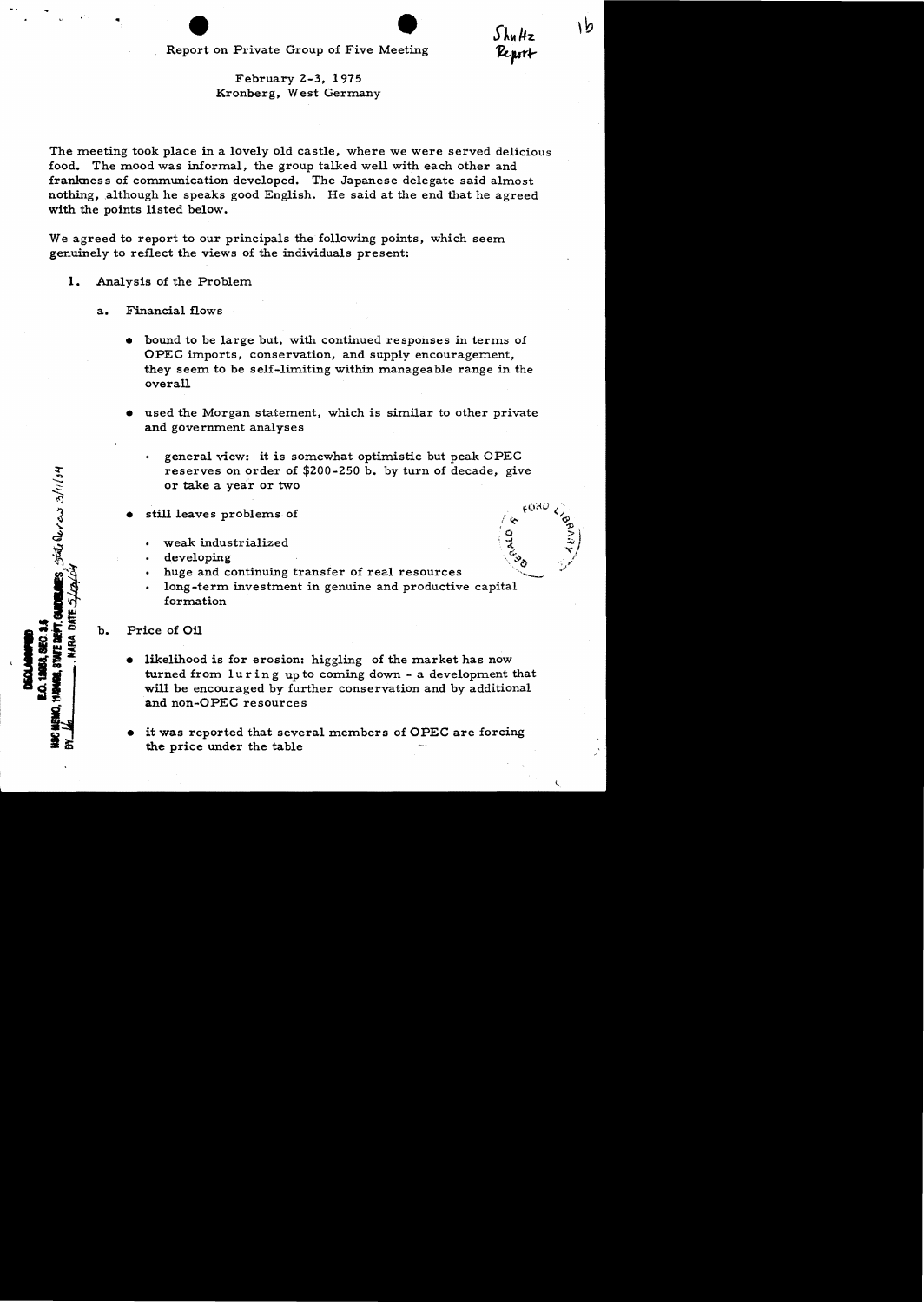# Report on Private Group of Five Meeting

February 2-3, 1975
Kronberg, West Germany

The meeting took place in a lovely old castle, where we were served delicious food. The mood was informal, the group talked well with each other and frankness of communication developed. The Japanese delegate said almost nothing, although he speaks good English. He said at the end that he agreed with the points listed below.

We agreed to report to our principals the following points, which seem genuinely to reflect the views of the individuals present:

1. Analysis of the Problem

   a. Financial flows

      - bound to be large but, with continued responses in terms of OPEC imports, conservation, and supply encouragement, they seem to be self-limiting within manageable range in the overall
      - used the Morgan statement, which is similar to other private and government analyses
        - general view: it is somewhat optimistic but peak OPEC reserves on order of $200-250 b. by turn of decade, give or take a year or two
      - still leaves problems of
        - weak industrialized
        - developing
        - huge and continuing transfer of real resources
        - long-term investment in genuine and productive capital formation

   b. Price of Oil

      - likelihood is for erosion: higgling of the market has now turned from luring up to coming down - a development that will be encouraged by further conservation and by additional and non-OPEC resources
      - it was reported that several members of OPEC are forcing the price under the table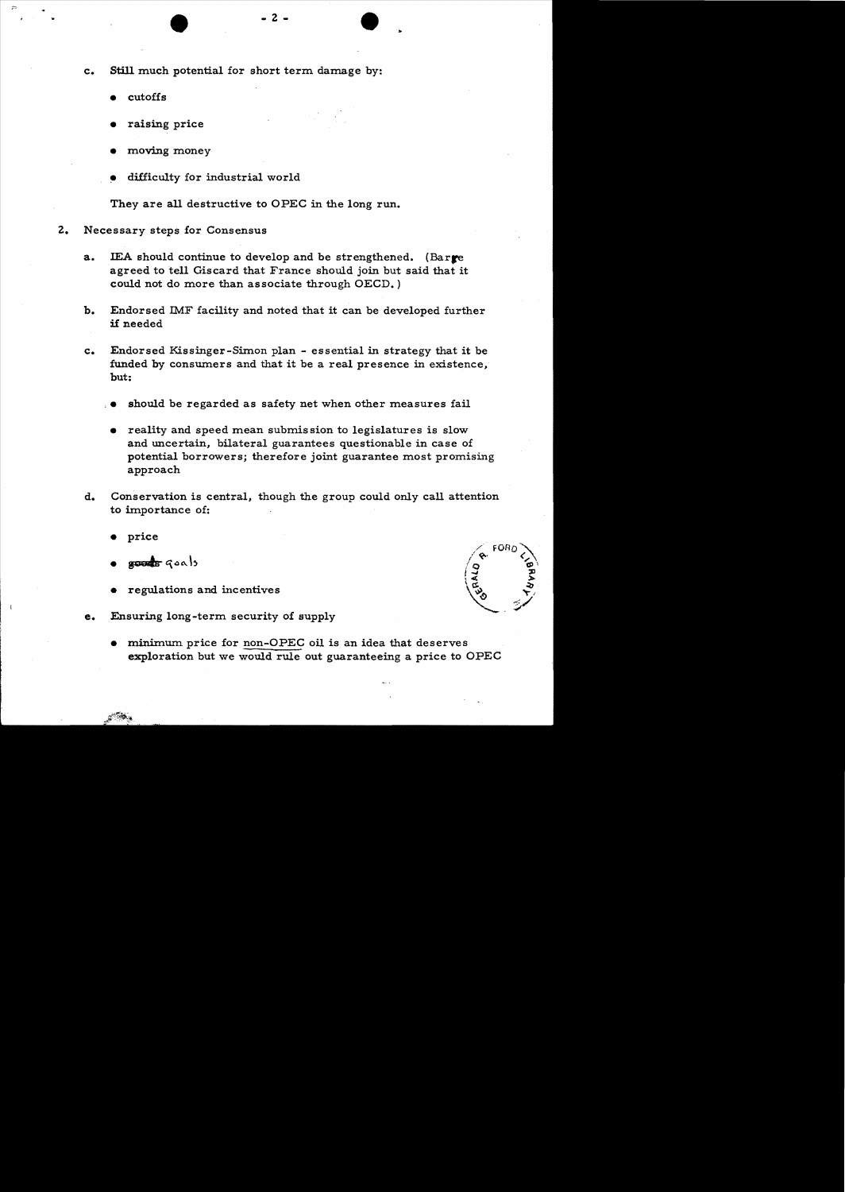c. Still much potential for short term damage by:

   - cutoffs
   - raising price
   - moving money
   - difficulty for industrial world

   They are all destructive to OPEC in the long run.

2. Necessary steps for Consensus

   a. IEA should continue to develop and be strengthened. (Barre agreed to tell Giscard that France should join but said that it could not do more than associate through OECD.)

   b. Endorsed IMF facility and noted that it can be developed further if needed

   c. Endorsed Kissinger-Simon plan - essential in strategy that it be funded by consumers and that it be a real presence in existence, but:

      - should be regarded as safety net when other measures fail
      - reality and speed mean submission to legislatures is slow and uncertain, bilateral guarantees questionable in case of potential borrowers; therefore joint guarantee most promising approach

   d. Conservation is central, though the group could only call attention to importance of:

      - price
      - ~~goods~~ goals
      - regulations and incentives

   e. Ensuring long-term security of supply

      - minimum price for non-OPEC oil is an idea that deserves exploration but we would rule out guaranteeing a price to OPEC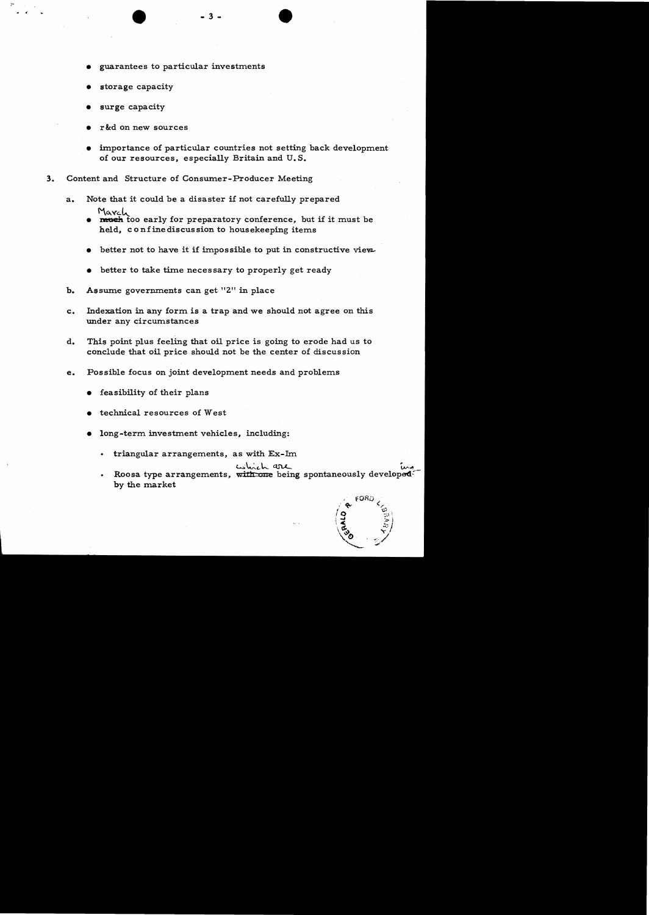- guarantees to particular investments
- storage capacity
- surge capacity
- r&d on new sources
- importance of particular countries not setting back development of our resources, especially Britain and U.S.

3. Content and Structure of Consumer-Producer Meeting

   a. Note that it could be a disaster if not carefully prepared

      - March too early for preparatory conference, but if it must be held, confine discussion to housekeeping items
      - better not to have it if impossible to put in constructive view
      - better to take time necessary to properly get ready

   b. Assume governments can get "2" in place

   c. Indexation in any form is a trap and we should not agree on this under any circumstances

   d. This point plus feeling that oil price is going to erode had us to conclude that oil price should not be the center of discussion

   e. Possible focus on joint development needs and problems

      - feasibility of their plans
      - technical resources of West
      - long-term investment vehicles, including:
        - triangular arrangements, as with Ex-Im
        - Roosa type arrangements, which are being spontaneously developed by the market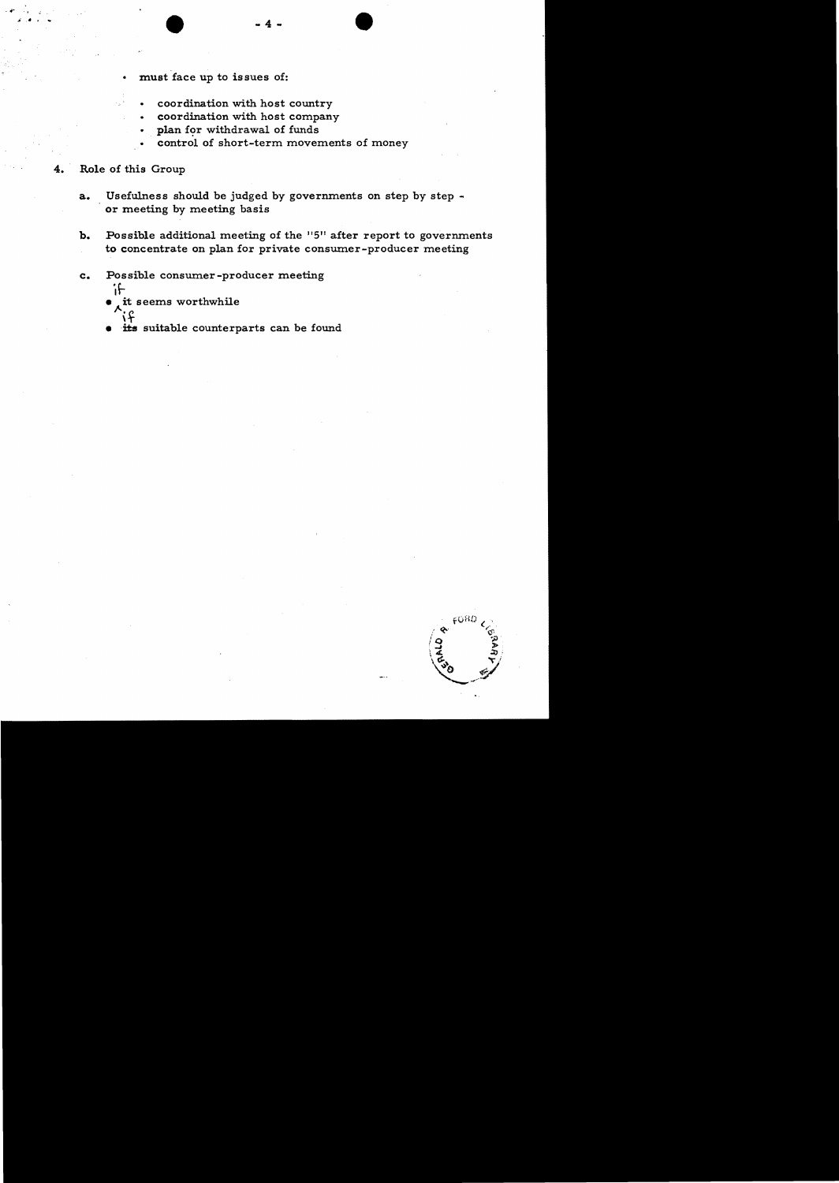- must face up to issues of:
  - coordination with host country
  - coordination with host company
  - plan for withdrawal of funds
  - control of short-term movements of money

4. Role of this Group

   a. Usefulness should be judged by governments on step by step - or meeting by meeting basis

   b. Possible additional meeting of the "5" after report to governments to concentrate on plan for private consumer-producer meeting

   c. Possible consumer-producer meeting
      - if it seems worthwhile
      - ~~its~~ if suitable counterparts can be found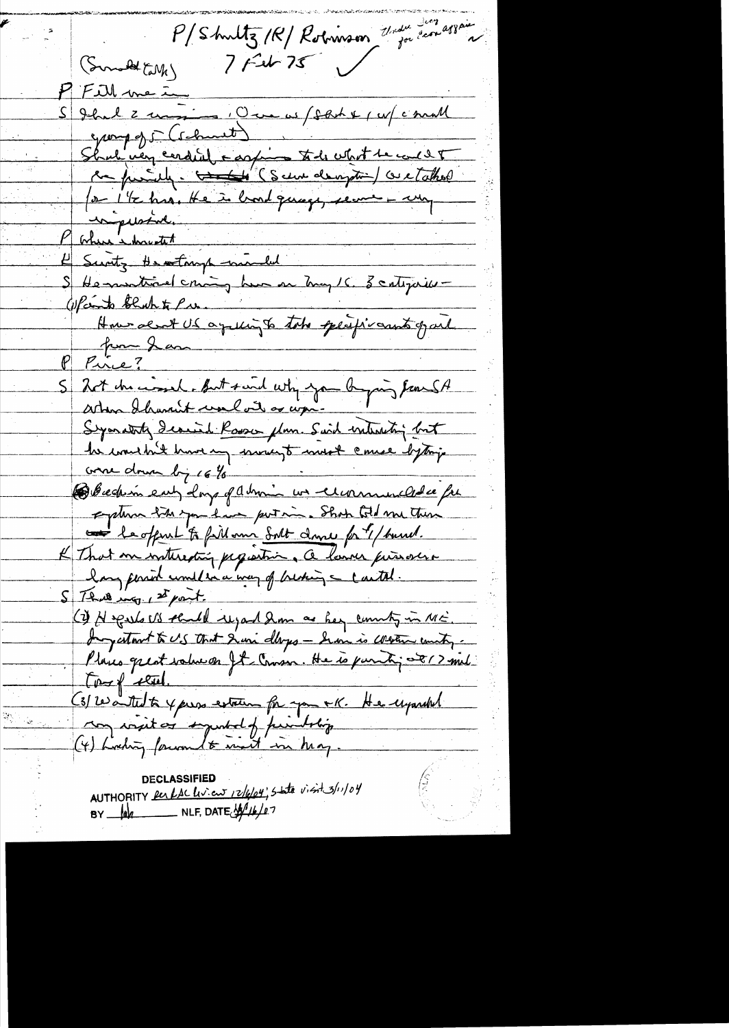P/Shultz/K/Robinson — Under Secy for Econ Affairs

(Simon talk) 7 Feb 75 ✓

P Fill me in

S I had 2 missions. One w/ Shah & 1 w/ small group of 5 (cabinet)

Shah very cordial & anxious to do what he could to be friendly. ~~[struck]~~ (Some description) We talked for 1½ hrs. He is broad gauge, secure — very impressive.

P Where educated

K Switz. He is tough minded

S He mentioned coming here on May 15. 3 categories — (1) Points that he has.

How about US agreeing to take specific amounts of oil from Iran

P Price?

S Not discussed. But said why you buying from SA when I haven't worked out as ~~[illegible]~~.

Separately I raised Rosen plan. Said interesting but he wouldn't have any money to invest cause bytes [?] were down by 16%

Back in early days of Admin we recommended a fee system like you have put in. Shah told me then he offered to fill our Salt dome for $1/barrel.

K That an interesting proposition. A lower price over a long period would be a way of breaking the cartel.

S That was 1st point.

(2) He feels US should regard Iran as key country in ME. Important to US that Iran develops — Iran is Western country. Places great value on Jt Comm. He is planning a 12 mil Tons of steel.

(3) Wanted to express esteem for you & K. He regarded my visit as symbol of friendship

(4) Looking forward to visit in May.

**DECLASSIFIED**
AUTHORITY per LAC Review 12/6/04; State visit 3/11/04
BY [illegible] NLF, DATE 4/16/07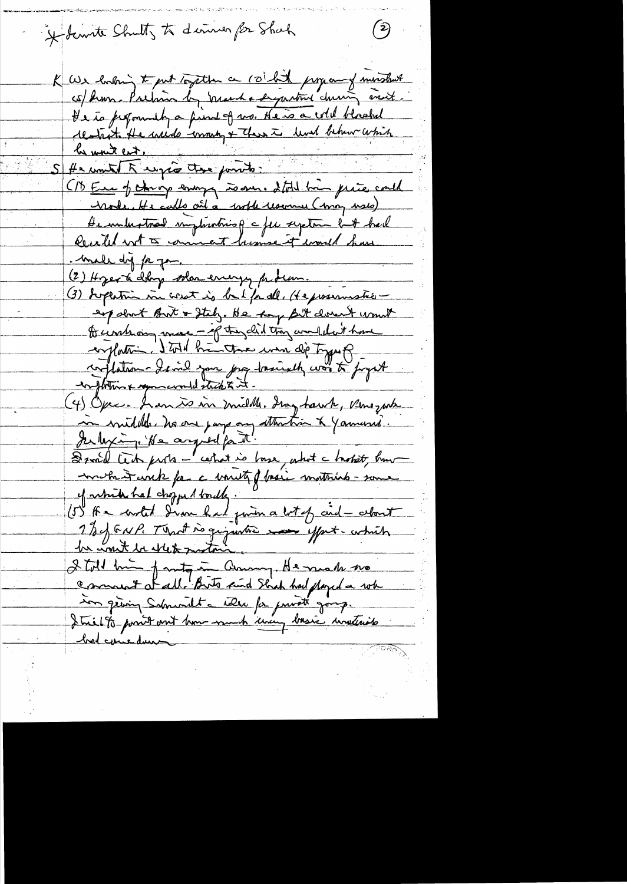* Invite Shultz to dinner for Shah

K We looking to put together a 10' bil program of investment w/ Iran. Prelim dry. March a departure during visit. He is profoundly a friend of ws. He is a cold blooded realist. He needs money & there is limit beyond which he won't cut.

S He wanted to enjoy these points:

(1) Era of cheap energy is over. I told him price could erode. He calls oil a noble resource (many uses). He understood implications of a few system but had decided not to comment because it would have made dif for you.

(2) Hyper & deep solar energy problem.

(3) Inflation in west is bad for all. He presumably — esp about Brit & Italy. He says Brit doesn't want to work any more — if they did they wouldn't have inflation. I told him there were dif types of inflation — I said your prog basically was to forget inflation & you would stick to it.

(4) Opec. Iran is in middle. Iraq hawk, Venezuela in middle. No one pays any attention to Yamani. Just lying. He argued for it. I said tech probs — what is base, what a basket, how much it work for a variety of basic materials — some of which had dropped badly.

(5) He noted Iran had given a lot of aid — about 7% of GNP. That is gigantic effort — which he won't be able to sustain.

I told him of mtg in Germany. He made no comment at all. Brits said Shah had played a role in giving Schmidt idea for private group. I tried to point out how much many basic materials had come down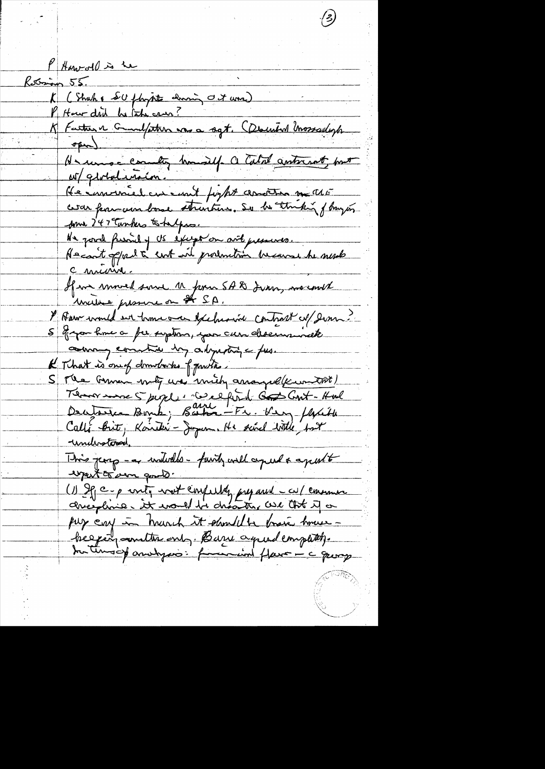P Harwell is here

Robinson 55.

K (Shah & SU flights during Oct war)

P How did he take over?

K Father & Grandfather was a sgt. (Described Mossadegh open)

He envisages country himself a total autocrat, but w/ globalization.

He convinced we can't fight another ME war from our base structure. So he thinking of buying some 747 tankers to help us.

He good friend of US except on oil pressures.

He can't afford to cut oil production because he needs the income.

If we moved some AC from SA & Iran, we could increase pressure on SA.

P How would we brace a exclusive contract w/ Iran?

S If you have a fee system, you can discriminate among countries by adjusting the fees.

K That is one of drawbacks of quotas.

S The German unity was nicely arranged (Kissinger's word)

There were 5 people: Wellfield Govt Govt - Head Deutsche Bank; Barre - Fr. Very flexible Calli - Brit; Kosaka - Japan. He said little but understood.

This group - as individuals - fairly well agreed & agreed to report to own govts.

(1) If c-p unity not carefully prepared - w/ common discipline - it would be disaster. We think if a prep conf in March it should be basic house-keeping matters only. Barre agreed completely. In terms of analysis: financial flows - c group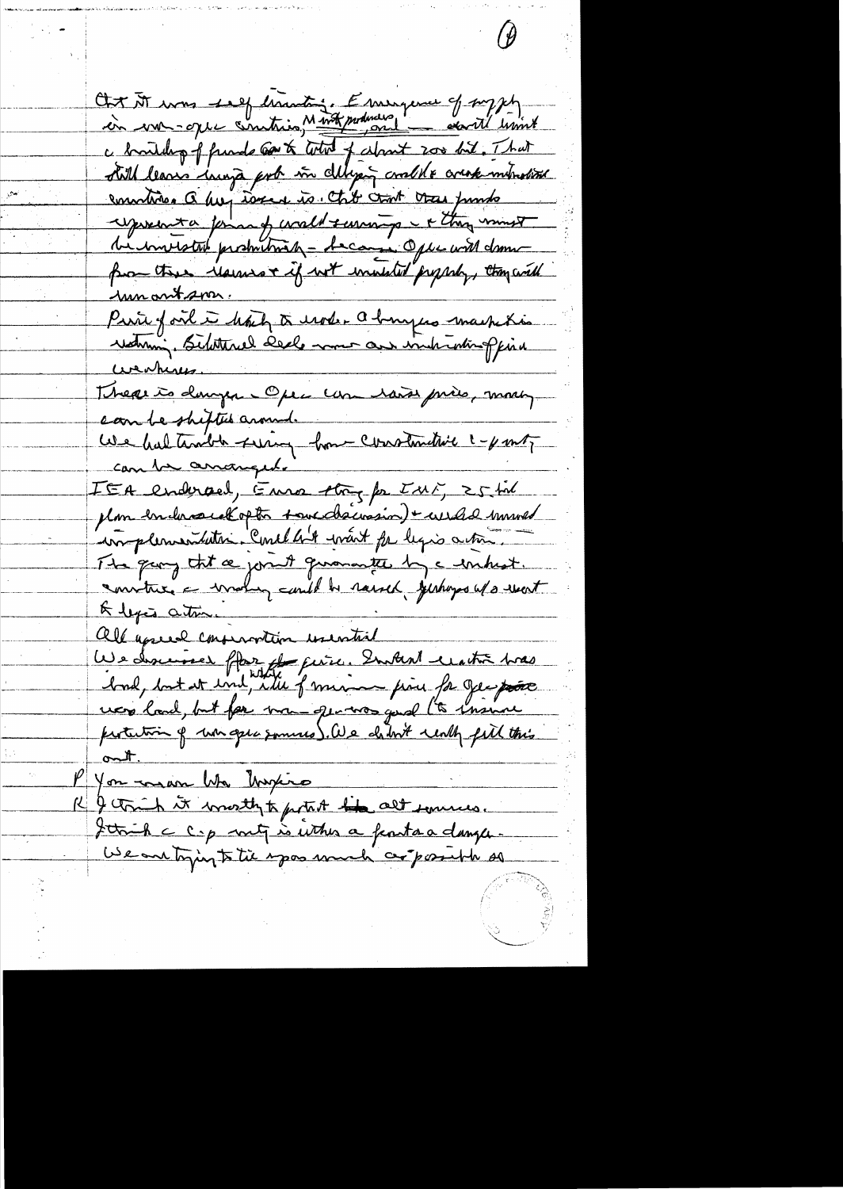But it was self limiting. Emergence of supply in non-OPEC countries, North Sea producers, and — don't want a buildup of funds to total of about 200 bil. That still leaves huge prob in dlping countries & weak industrial countries. A key issue is. But that these funds represent a form of world savings — & they must be invested productively — because OPEC will draw from these reserves & if not invested properly, they will run out soon.

Price of oil is likely to erode. A buyers market is returning. Substantial decline now and indications of price weakness.

There is danger — OPEC can raise prices, money can be shifted around.

We had trouble seeing how Constructive C-P unity can be arranged.

IEA endorsed, Euro strong for IMF, 25 bil plan endorsed (after some discussion) & would move implementation. Could not wait for legis action. The gimmick that a joint guarantee by industrial countries & money could be raised, perhaps w/o resort to legis action.

All agreed conservation essential

We discussed floor price. Initial reaction was bad, but at end, idea of minimum price for OPEC was bad, but for non-OPEC was good (to insure protection of non OPEC sources). We didn't really fill this out.

P You mean like Mexico

K I think it mostly to protect like alt sources. I think C-P unity is either a fact or a danger. We are trying to tie up as much as possible as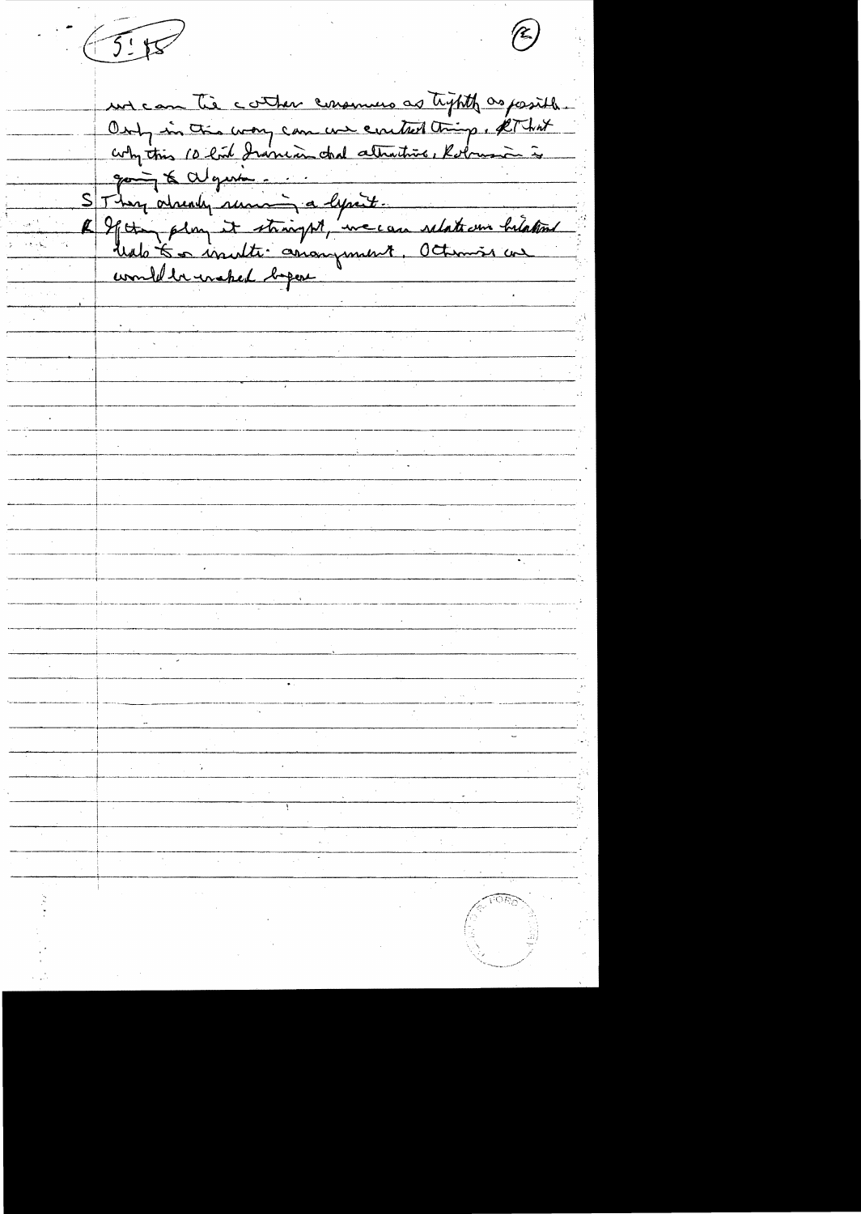we can tie cotton consumers as tightly as possible. Only in this way can we control things. K That why this 10 bil Iranian deal attractive. Robinson is going to Algeria.

S They already running a cycle.

K If they play it straight, we can relate our bilateral deals to a multi- arrangement. Otherwise we would be naked before